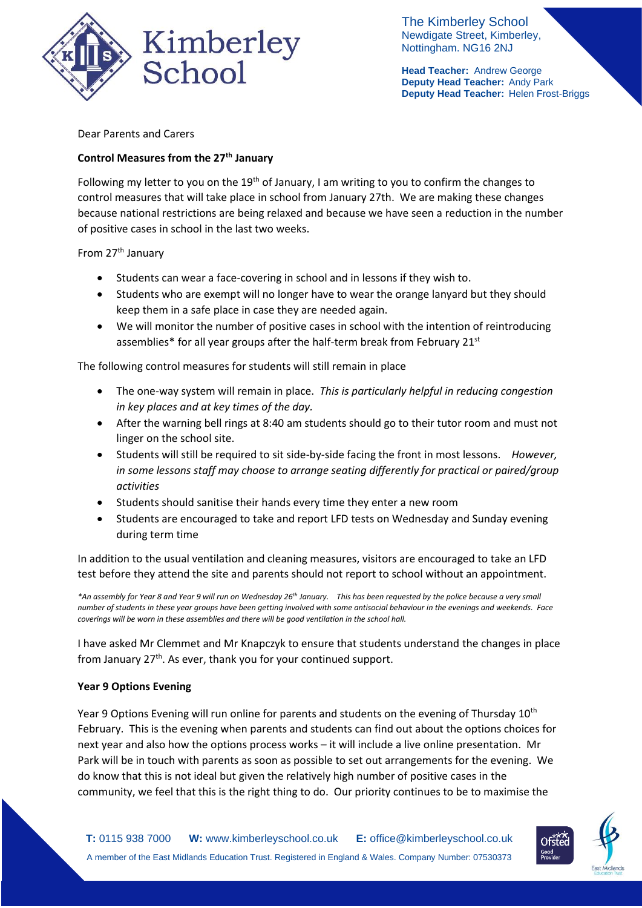**The Kimberley School**
Newdigate Street, Kimberley,
Nottingham. NG16 2NJ

**Head Teacher:** Andrew George
**Deputy Head Teacher:** Andy Park
**Deputy Head Teacher:** Helen Frost-Briggs

Dear Parents and Carers

**Control Measures from the 27th January**

Following my letter to you on the 19th of January, I am writing to you to confirm the changes to control measures that will take place in school from January 27th. We are making these changes because national restrictions are being relaxed and because we have seen a reduction in the number of positive cases in school in the last two weeks.

From 27th January

- Students can wear a face-covering in school and in lessons if they wish to.
- Students who are exempt will no longer have to wear the orange lanyard but they should keep them in a safe place in case they are needed again.
- We will monitor the number of positive cases in school with the intention of reintroducing assemblies* for all year groups after the half-term break from February 21st

The following control measures for students will still remain in place

- The one-way system will remain in place. *This is particularly helpful in reducing congestion in key places and at key times of the day.*
- After the warning bell rings at 8:40 am students should go to their tutor room and must not linger on the school site.
- Students will still be required to sit side-by-side facing the front in most lessons. *However, in some lessons staff may choose to arrange seating differently for practical or paired/group activities*
- Students should sanitise their hands every time they enter a new room
- Students are encouraged to take and report LFD tests on Wednesday and Sunday evening during term time

In addition to the usual ventilation and cleaning measures, visitors are encouraged to take an LFD test before they attend the site and parents should not report to school without an appointment.

*\*An assembly for Year 8 and Year 9 will run on Wednesday 26th January. This has been requested by the police because a very small number of students in these year groups have been getting involved with some antisocial behaviour in the evenings and weekends. Face coverings will be worn in these assemblies and there will be good ventilation in the school hall.*

I have asked Mr Clemmet and Mr Knapczyk to ensure that students understand the changes in place from January 27th. As ever, thank you for your continued support.

**Year 9 Options Evening**

Year 9 Options Evening will run online for parents and students on the evening of Thursday 10th February. This is the evening when parents and students can find out about the options choices for next year and also how the options process works – it will include a live online presentation. Mr Park will be in touch with parents as soon as possible to set out arrangements for the evening. We do know that this is not ideal but given the relatively high number of positive cases in the community, we feel that this is the right thing to do. Our priority continues to be to maximise the

**T:** 0115 938 7000 **W:** www.kimberleyschool.co.uk **E:** office@kimberleyschool.co.uk
A member of the East Midlands Education Trust. Registered in England & Wales. Company Number: 07530373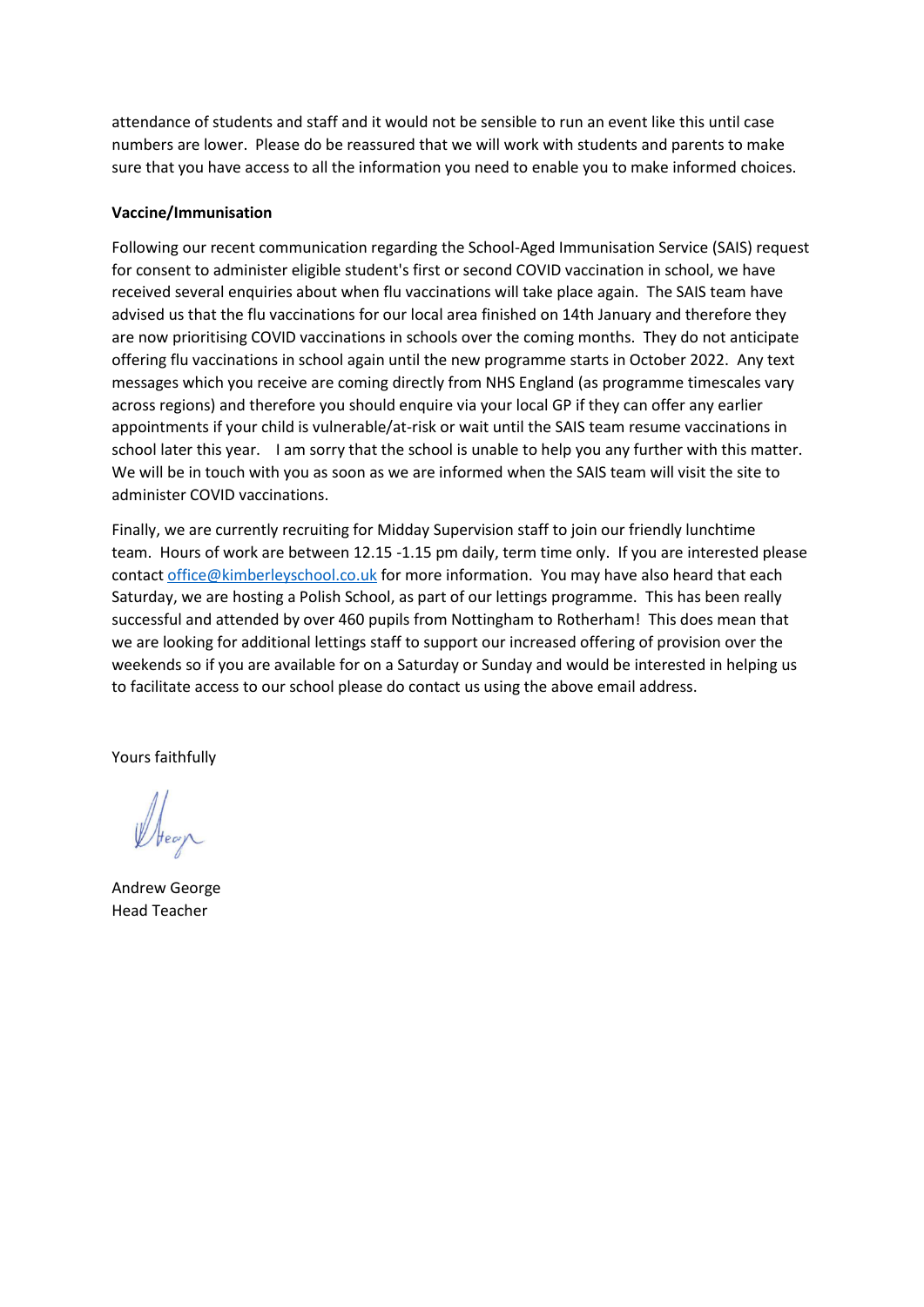attendance of students and staff and it would not be sensible to run an event like this until case numbers are lower. Please do be reassured that we will work with students and parents to make sure that you have access to all the information you need to enable you to make informed choices.

**Vaccine/Immunisation**

Following our recent communication regarding the School-Aged Immunisation Service (SAIS) request for consent to administer eligible student's first or second COVID vaccination in school, we have received several enquiries about when flu vaccinations will take place again. The SAIS team have advised us that the flu vaccinations for our local area finished on 14th January and therefore they are now prioritising COVID vaccinations in schools over the coming months. They do not anticipate offering flu vaccinations in school again until the new programme starts in October 2022. Any text messages which you receive are coming directly from NHS England (as programme timescales vary across regions) and therefore you should enquire via your local GP if they can offer any earlier appointments if your child is vulnerable/at-risk or wait until the SAIS team resume vaccinations in school later this year. I am sorry that the school is unable to help you any further with this matter. We will be in touch with you as soon as we are informed when the SAIS team will visit the site to administer COVID vaccinations.

Finally, we are currently recruiting for Midday Supervision staff to join our friendly lunchtime team. Hours of work are between 12.15 -1.15 pm daily, term time only. If you are interested please contact office@kimberleyschool.co.uk for more information. You may have also heard that each Saturday, we are hosting a Polish School, as part of our lettings programme. This has been really successful and attended by over 460 pupils from Nottingham to Rotherham! This does mean that we are looking for additional lettings staff to support our increased offering of provision over the weekends so if you are available for on a Saturday or Sunday and would be interested in helping us to facilitate access to our school please do contact us using the above email address.

Yours faithfully

Andrew George
Head Teacher